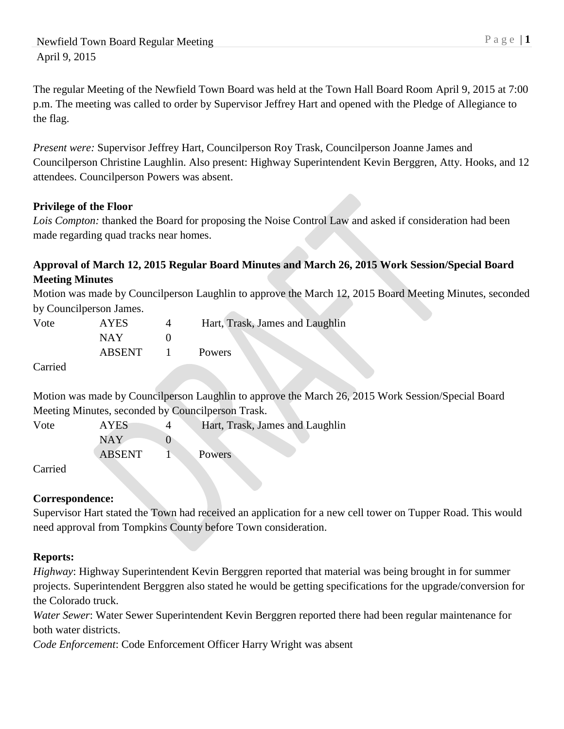Newfield Town Board Regular Meeting
April 9, 2015

The regular Meeting of the Newfield Town Board was held at the Town Hall Board Room April 9, 2015 at 7:00 p.m. The meeting was called to order by Supervisor Jeffrey Hart and opened with the Pledge of Allegiance to the flag.

*Present were:* Supervisor Jeffrey Hart, Councilperson Roy Trask, Councilperson Joanne James and Councilperson Christine Laughlin. Also present: Highway Superintendent Kevin Berggren, Atty. Hooks, and 12 attendees. Councilperson Powers was absent.

**Privilege of the Floor**

*Lois Compton:* thanked the Board for proposing the Noise Control Law and asked if consideration had been made regarding quad tracks near homes.

**Approval of March 12, 2015 Regular Board Minutes and March 26, 2015 Work Session/Special Board Meeting Minutes**

Motion was made by Councilperson Laughlin to approve the March 12, 2015 Board Meeting Minutes, seconded by Councilperson James.

| | | | |
|---|---|---|---|
| Vote | AYES | 4 | Hart, Trask, James and Laughlin |
| | NAY | 0 | |
| | ABSENT | 1 | Powers |

Carried

Motion was made by Councilperson Laughlin to approve the March 26, 2015 Work Session/Special Board Meeting Minutes, seconded by Councilperson Trask.

| | | | |
|---|---|---|---|
| Vote | AYES | 4 | Hart, Trask, James and Laughlin |
| | NAY | 0 | |
| | ABSENT | 1 | Powers |

Carried

**Correspondence:**

Supervisor Hart stated the Town had received an application for a new cell tower on Tupper Road. This would need approval from Tompkins County before Town consideration.

**Reports:**

*Highway*: Highway Superintendent Kevin Berggren reported that material was being brought in for summer projects. Superintendent Berggren also stated he would be getting specifications for the upgrade/conversion for the Colorado truck.

*Water Sewer*: Water Sewer Superintendent Kevin Berggren reported there had been regular maintenance for both water districts.

*Code Enforcement*: Code Enforcement Officer Harry Wright was absent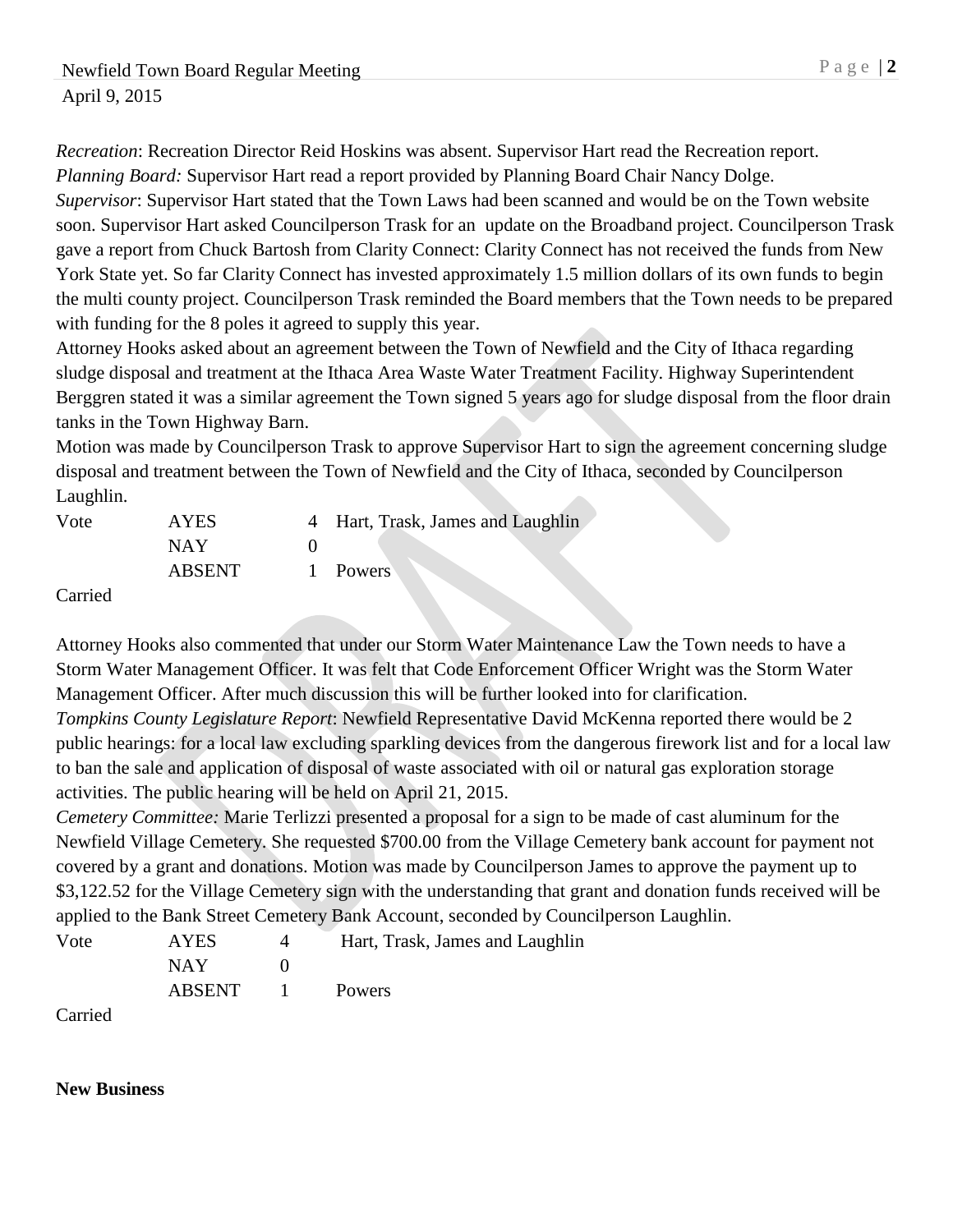*Recreation*: Recreation Director Reid Hoskins was absent. Supervisor Hart read the Recreation report.

*Planning Board:* Supervisor Hart read a report provided by Planning Board Chair Nancy Dolge.

*Supervisor*: Supervisor Hart stated that the Town Laws had been scanned and would be on the Town website soon. Supervisor Hart asked Councilperson Trask for an update on the Broadband project. Councilperson Trask gave a report from Chuck Bartosh from Clarity Connect: Clarity Connect has not received the funds from New York State yet. So far Clarity Connect has invested approximately 1.5 million dollars of its own funds to begin the multi county project. Councilperson Trask reminded the Board members that the Town needs to be prepared with funding for the 8 poles it agreed to supply this year.

Attorney Hooks asked about an agreement between the Town of Newfield and the City of Ithaca regarding sludge disposal and treatment at the Ithaca Area Waste Water Treatment Facility. Highway Superintendent Berggren stated it was a similar agreement the Town signed 5 years ago for sludge disposal from the floor drain tanks in the Town Highway Barn.

Motion was made by Councilperson Trask to approve Supervisor Hart to sign the agreement concerning sludge disposal and treatment between the Town of Newfield and the City of Ithaca, seconded by Councilperson Laughlin.

| | | | |
|---|---|---|---|
| Vote | AYES | 4 | Hart, Trask, James and Laughlin |
| | NAY | 0 | |
| | ABSENT | 1 | Powers |

Carried

Attorney Hooks also commented that under our Storm Water Maintenance Law the Town needs to have a Storm Water Management Officer. It was felt that Code Enforcement Officer Wright was the Storm Water Management Officer. After much discussion this will be further looked into for clarification.

*Tompkins County Legislature Report*: Newfield Representative David McKenna reported there would be 2 public hearings: for a local law excluding sparkling devices from the dangerous firework list and for a local law to ban the sale and application of disposal of waste associated with oil or natural gas exploration storage activities. The public hearing will be held on April 21, 2015.

*Cemetery Committee:* Marie Terlizzi presented a proposal for a sign to be made of cast aluminum for the Newfield Village Cemetery. She requested $700.00 from the Village Cemetery bank account for payment not covered by a grant and donations. Motion was made by Councilperson James to approve the payment up to $3,122.52 for the Village Cemetery sign with the understanding that grant and donation funds received will be applied to the Bank Street Cemetery Bank Account, seconded by Councilperson Laughlin.

| | | | |
|---|---|---|---|
| Vote | AYES | 4 | Hart, Trask, James and Laughlin |
| | NAY | 0 | |
| | ABSENT | 1 | Powers |

Carried

**New Business**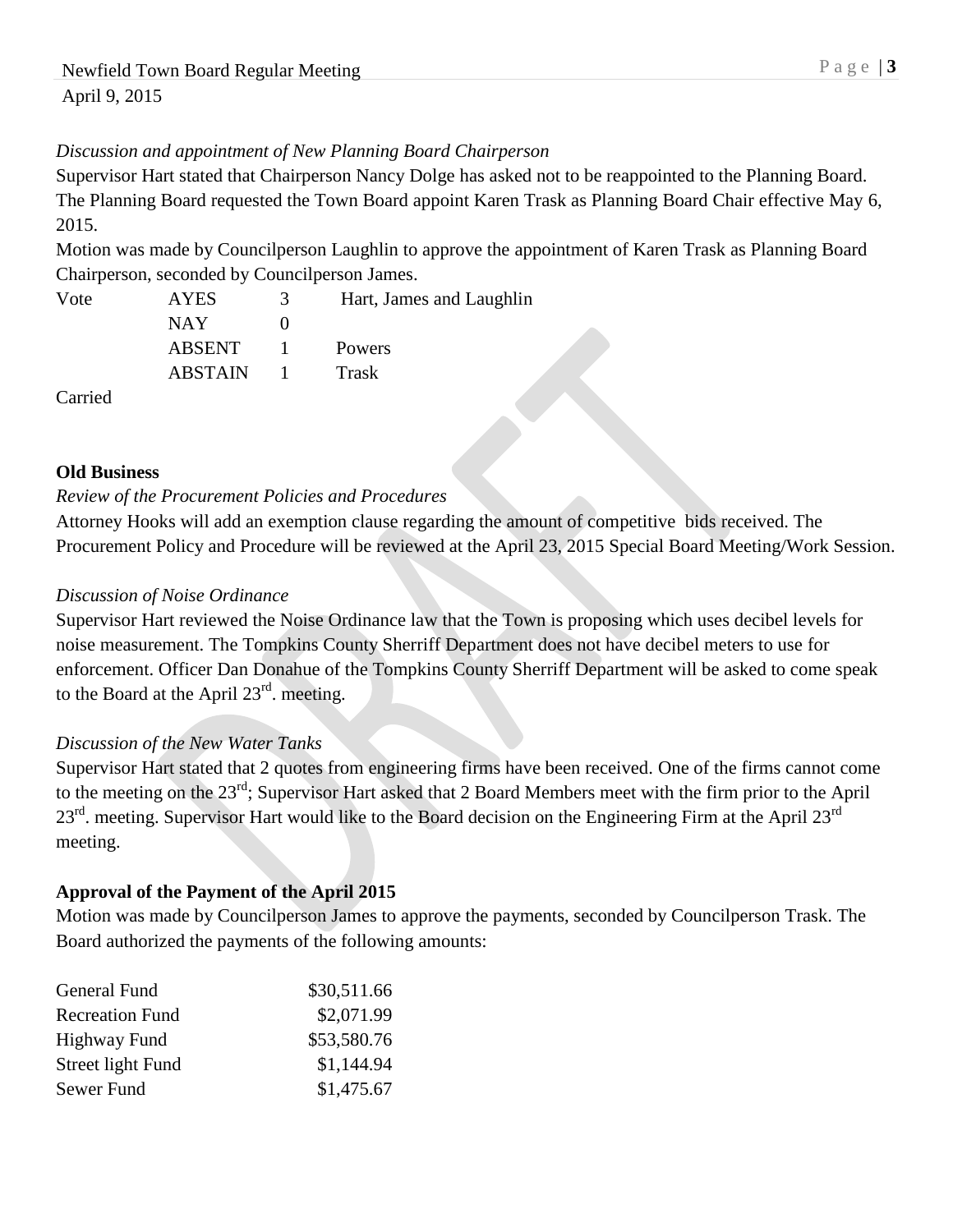*Discussion and appointment of New Planning Board Chairperson*

Supervisor Hart stated that Chairperson Nancy Dolge has asked not to be reappointed to the Planning Board. The Planning Board requested the Town Board appoint Karen Trask as Planning Board Chair effective May 6, 2015.

Motion was made by Councilperson Laughlin to approve the appointment of Karen Trask as Planning Board Chairperson, seconded by Councilperson James.

| | | | |
|---|---|---|---|
| Vote | AYES | 3 | Hart, James and Laughlin |
| | NAY | 0 | |
| | ABSENT | 1 | Powers |
| | ABSTAIN | 1 | Trask |

Carried

**Old Business**

*Review of the Procurement Policies and Procedures*

Attorney Hooks will add an exemption clause regarding the amount of competitive bids received. The Procurement Policy and Procedure will be reviewed at the April 23, 2015 Special Board Meeting/Work Session.

*Discussion of Noise Ordinance*

Supervisor Hart reviewed the Noise Ordinance law that the Town is proposing which uses decibel levels for noise measurement. The Tompkins County Sherriff Department does not have decibel meters to use for enforcement. Officer Dan Donahue of the Tompkins County Sherriff Department will be asked to come speak to the Board at the April 23rd. meeting.

*Discussion of the New Water Tanks*

Supervisor Hart stated that 2 quotes from engineering firms have been received. One of the firms cannot come to the meeting on the 23rd; Supervisor Hart asked that 2 Board Members meet with the firm prior to the April 23rd. meeting. Supervisor Hart would like to the Board decision on the Engineering Firm at the April 23rd meeting.

**Approval of the Payment of the April 2015**

Motion was made by Councilperson James to approve the payments, seconded by Councilperson Trask. The Board authorized the payments of the following amounts:

| | |
|---|---|
| General Fund | \$30,511.66 |
| Recreation Fund | \$2,071.99 |
| Highway Fund | \$53,580.76 |
| Street light Fund | \$1,144.94 |
| Sewer Fund | \$1,475.67 |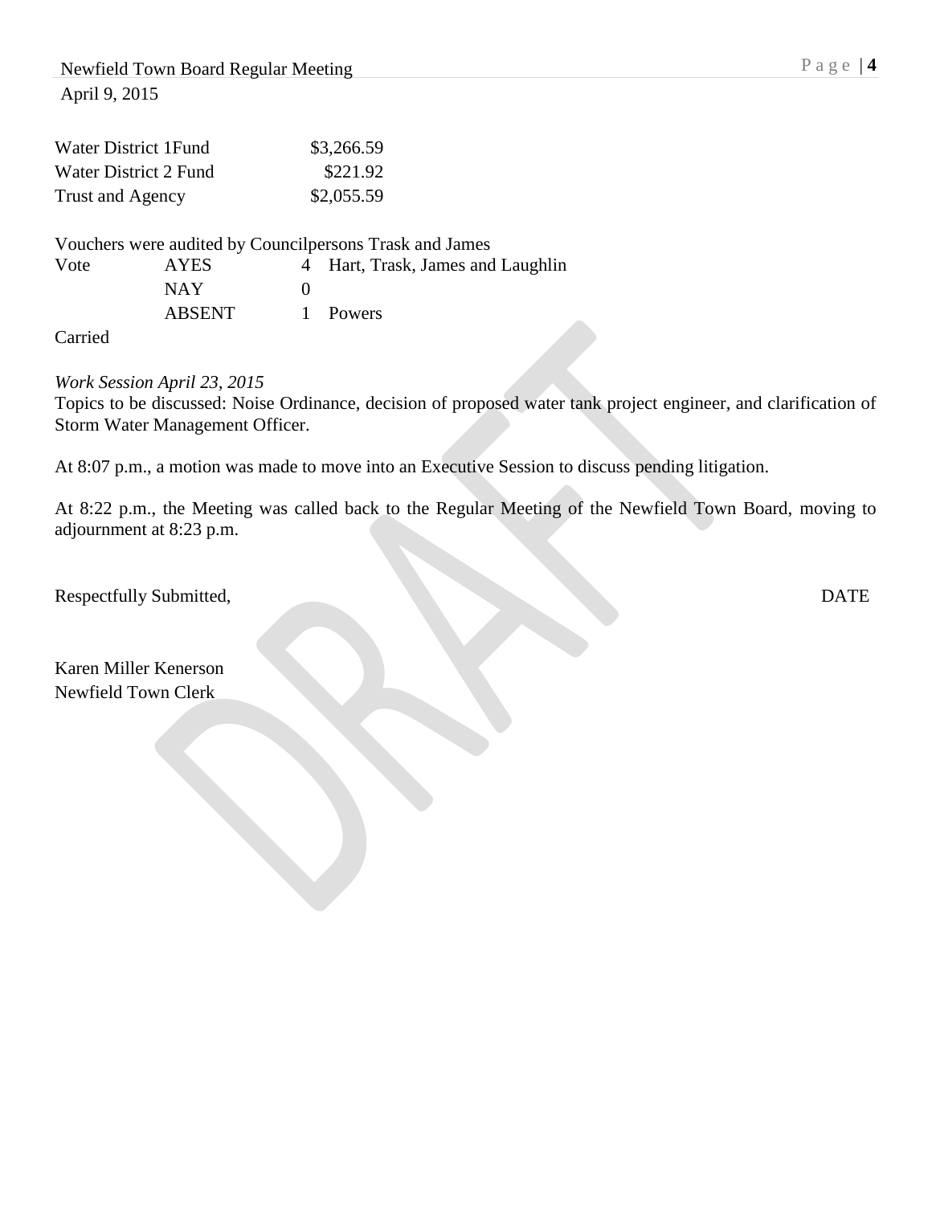| | |
|---|---|
| Water District 1Fund | $3,266.59 |
| Water District 2 Fund | $221.92 |
| Trust and Agency | $2,055.59 |

Vouchers were audited by Councilpersons Trask and James

| | | | |
|---|---|---|---|
| Vote | AYES | 4 | Hart, Trask, James and Laughlin |
| | NAY | 0 | |
| | ABSENT | 1 | Powers |

Carried

*Work Session April 23, 2015*
Topics to be discussed: Noise Ordinance, decision of proposed water tank project engineer, and clarification of Storm Water Management Officer.

At 8:07 p.m., a motion was made to move into an Executive Session to discuss pending litigation.

At 8:22 p.m., the Meeting was called back to the Regular Meeting of the Newfield Town Board, moving to adjournment at 8:23 p.m.

Respectfully Submitted, DATE

Karen Miller Kenerson
Newfield Town Clerk